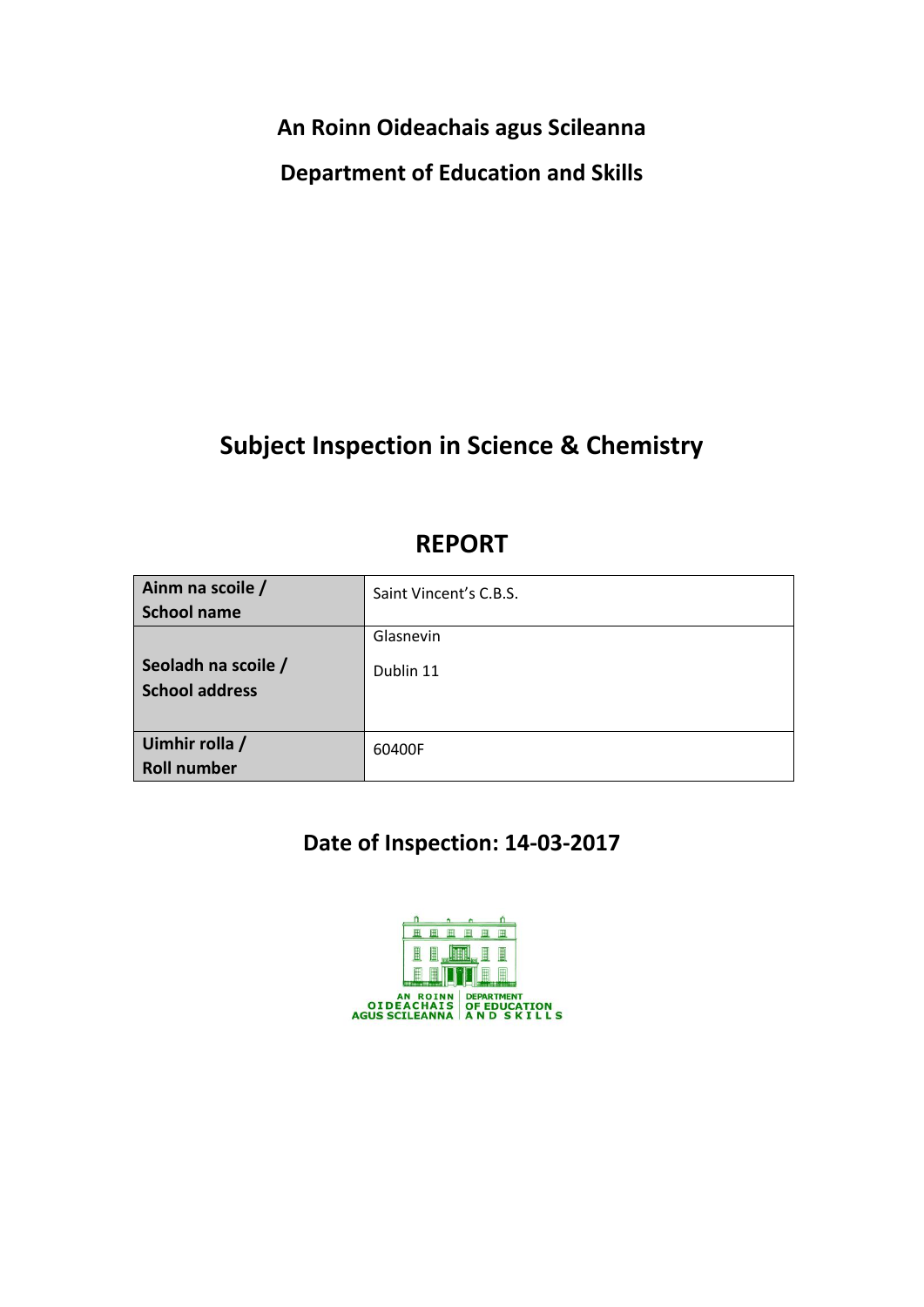**An Roinn Oideachais agus Scileanna**

**Department of Education and Skills**

# Subject Inspection in Science & Chemistry

## REPORT

| **Ainm na scoile / School name** | Saint Vincent's C.B.S. |
|---|---|
| **Seoladh na scoile / School address** | Glasnevin<br>Dublin 11 |
| **Uimhir rolla / Roll number** | 60400F |

## Date of Inspection: 14-03-2017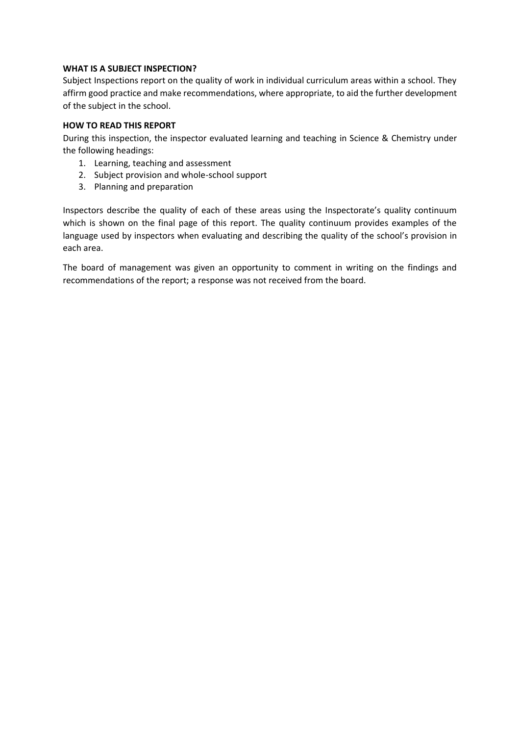**WHAT IS A SUBJECT INSPECTION?**

Subject Inspections report on the quality of work in individual curriculum areas within a school. They affirm good practice and make recommendations, where appropriate, to aid the further development of the subject in the school.

**HOW TO READ THIS REPORT**

During this inspection, the inspector evaluated learning and teaching in Science & Chemistry under the following headings:

1. Learning, teaching and assessment
2. Subject provision and whole-school support
3. Planning and preparation

Inspectors describe the quality of each of these areas using the Inspectorate's quality continuum which is shown on the final page of this report. The quality continuum provides examples of the language used by inspectors when evaluating and describing the quality of the school's provision in each area.

The board of management was given an opportunity to comment in writing on the findings and recommendations of the report; a response was not received from the board.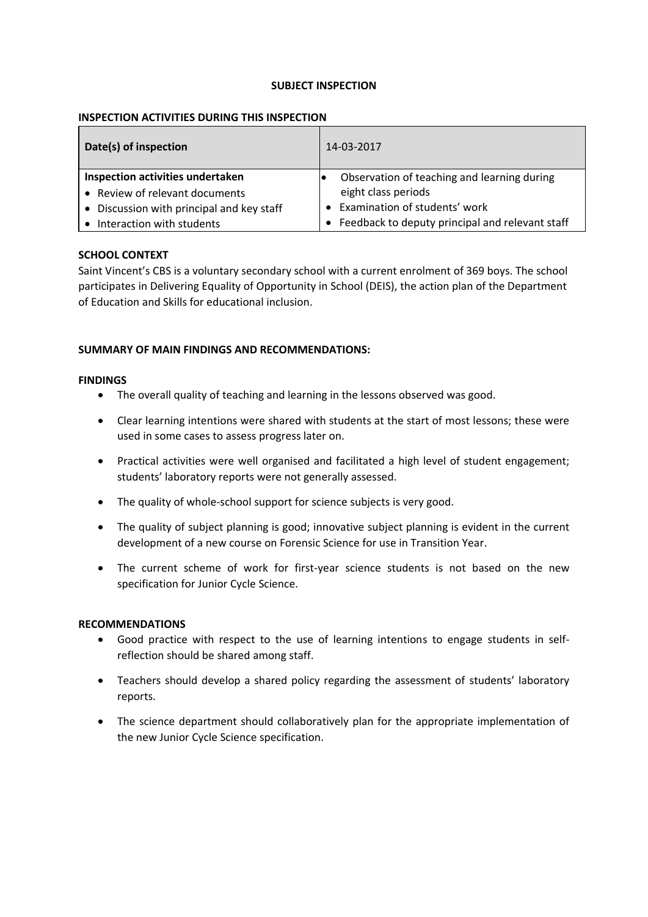# SUBJECT INSPECTION

## INSPECTION ACTIVITIES DURING THIS INSPECTION

| Date(s) of inspection | 14-03-2017 |
|---|---|
| **Inspection activities undertaken**<br>• Review of relevant documents<br>• Discussion with principal and key staff<br>• Interaction with students | • Observation of teaching and learning during eight class periods<br>• Examination of students' work<br>• Feedback to deputy principal and relevant staff |

## SCHOOL CONTEXT

Saint Vincent's CBS is a voluntary secondary school with a current enrolment of 369 boys. The school participates in Delivering Equality of Opportunity in School (DEIS), the action plan of the Department of Education and Skills for educational inclusion.

## SUMMARY OF MAIN FINDINGS AND RECOMMENDATIONS:

### FINDINGS

- The overall quality of teaching and learning in the lessons observed was good.
- Clear learning intentions were shared with students at the start of most lessons; these were used in some cases to assess progress later on.
- Practical activities were well organised and facilitated a high level of student engagement; students' laboratory reports were not generally assessed.
- The quality of whole-school support for science subjects is very good.
- The quality of subject planning is good; innovative subject planning is evident in the current development of a new course on Forensic Science for use in Transition Year.
- The current scheme of work for first-year science students is not based on the new specification for Junior Cycle Science.

### RECOMMENDATIONS

- Good practice with respect to the use of learning intentions to engage students in self-reflection should be shared among staff.
- Teachers should develop a shared policy regarding the assessment of students' laboratory reports.
- The science department should collaboratively plan for the appropriate implementation of the new Junior Cycle Science specification.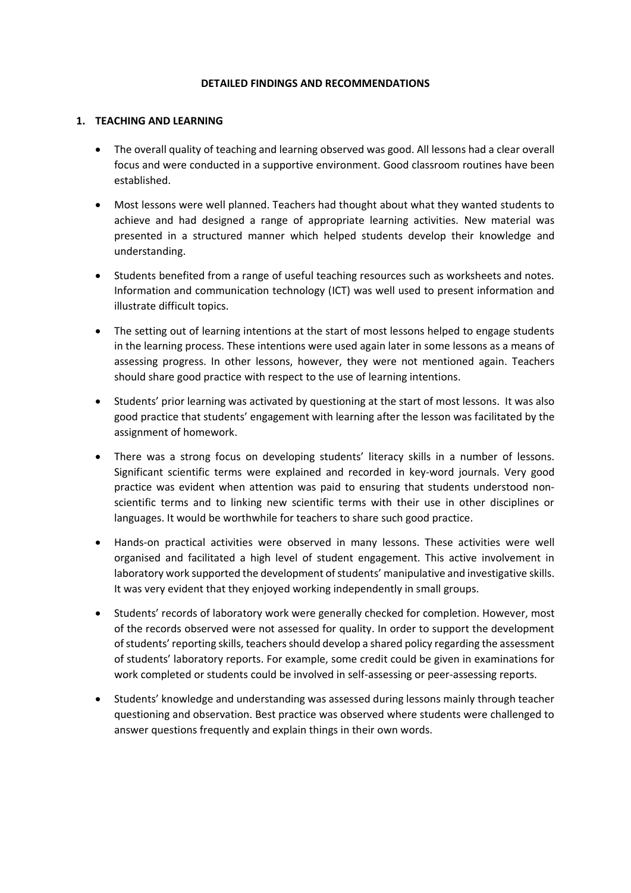## DETAILED FINDINGS AND RECOMMENDATIONS

### 1. TEACHING AND LEARNING

- The overall quality of teaching and learning observed was good. All lessons had a clear overall focus and were conducted in a supportive environment. Good classroom routines have been established.

- Most lessons were well planned. Teachers had thought about what they wanted students to achieve and had designed a range of appropriate learning activities. New material was presented in a structured manner which helped students develop their knowledge and understanding.

- Students benefited from a range of useful teaching resources such as worksheets and notes. Information and communication technology (ICT) was well used to present information and illustrate difficult topics.

- The setting out of learning intentions at the start of most lessons helped to engage students in the learning process. These intentions were used again later in some lessons as a means of assessing progress. In other lessons, however, they were not mentioned again. Teachers should share good practice with respect to the use of learning intentions.

- Students' prior learning was activated by questioning at the start of most lessons. It was also good practice that students' engagement with learning after the lesson was facilitated by the assignment of homework.

- There was a strong focus on developing students' literacy skills in a number of lessons. Significant scientific terms were explained and recorded in key-word journals. Very good practice was evident when attention was paid to ensuring that students understood non-scientific terms and to linking new scientific terms with their use in other disciplines or languages. It would be worthwhile for teachers to share such good practice.

- Hands-on practical activities were observed in many lessons. These activities were well organised and facilitated a high level of student engagement. This active involvement in laboratory work supported the development of students' manipulative and investigative skills. It was very evident that they enjoyed working independently in small groups.

- Students' records of laboratory work were generally checked for completion. However, most of the records observed were not assessed for quality. In order to support the development of students' reporting skills, teachers should develop a shared policy regarding the assessment of students' laboratory reports. For example, some credit could be given in examinations for work completed or students could be involved in self-assessing or peer-assessing reports.

- Students' knowledge and understanding was assessed during lessons mainly through teacher questioning and observation. Best practice was observed where students were challenged to answer questions frequently and explain things in their own words.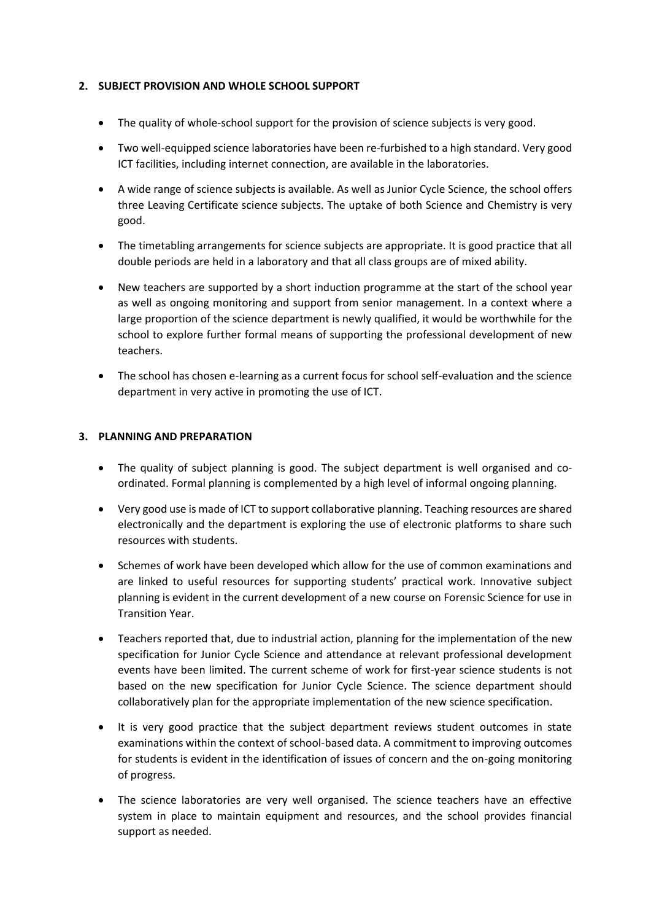## 2. SUBJECT PROVISION AND WHOLE SCHOOL SUPPORT

- The quality of whole-school support for the provision of science subjects is very good.
- Two well-equipped science laboratories have been re-furbished to a high standard. Very good ICT facilities, including internet connection, are available in the laboratories.
- A wide range of science subjects is available. As well as Junior Cycle Science, the school offers three Leaving Certificate science subjects. The uptake of both Science and Chemistry is very good.
- The timetabling arrangements for science subjects are appropriate. It is good practice that all double periods are held in a laboratory and that all class groups are of mixed ability.
- New teachers are supported by a short induction programme at the start of the school year as well as ongoing monitoring and support from senior management. In a context where a large proportion of the science department is newly qualified, it would be worthwhile for the school to explore further formal means of supporting the professional development of new teachers.
- The school has chosen e-learning as a current focus for school self-evaluation and the science department in very active in promoting the use of ICT.

## 3. PLANNING AND PREPARATION

- The quality of subject planning is good. The subject department is well organised and co-ordinated. Formal planning is complemented by a high level of informal ongoing planning.
- Very good use is made of ICT to support collaborative planning. Teaching resources are shared electronically and the department is exploring the use of electronic platforms to share such resources with students.
- Schemes of work have been developed which allow for the use of common examinations and are linked to useful resources for supporting students' practical work. Innovative subject planning is evident in the current development of a new course on Forensic Science for use in Transition Year.
- Teachers reported that, due to industrial action, planning for the implementation of the new specification for Junior Cycle Science and attendance at relevant professional development events have been limited. The current scheme of work for first-year science students is not based on the new specification for Junior Cycle Science. The science department should collaboratively plan for the appropriate implementation of the new science specification.
- It is very good practice that the subject department reviews student outcomes in state examinations within the context of school-based data. A commitment to improving outcomes for students is evident in the identification of issues of concern and the on-going monitoring of progress.
- The science laboratories are very well organised. The science teachers have an effective system in place to maintain equipment and resources, and the school provides financial support as needed.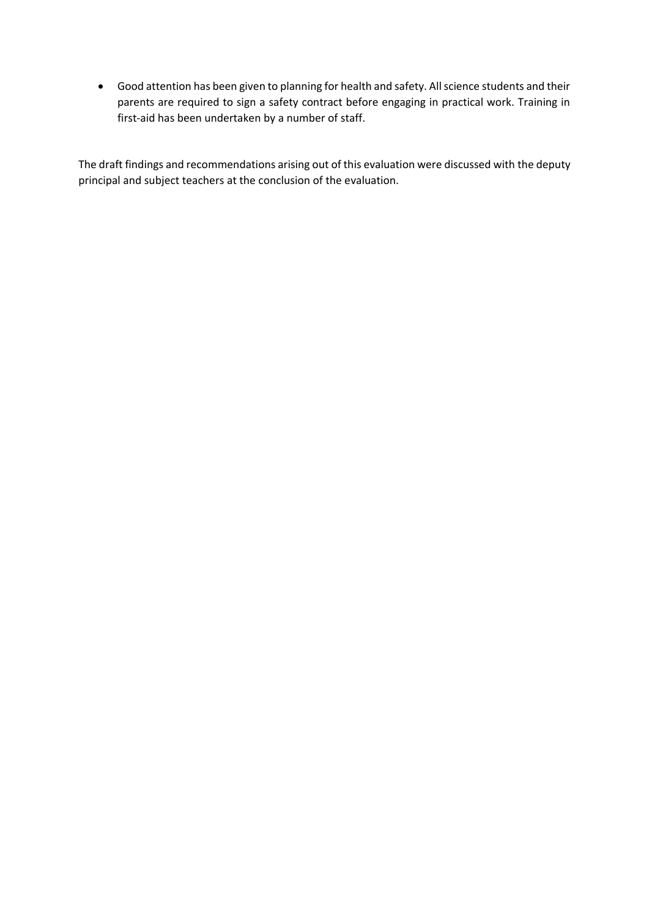- Good attention has been given to planning for health and safety. All science students and their parents are required to sign a safety contract before engaging in practical work. Training in first-aid has been undertaken by a number of staff.

The draft findings and recommendations arising out of this evaluation were discussed with the deputy principal and subject teachers at the conclusion of the evaluation.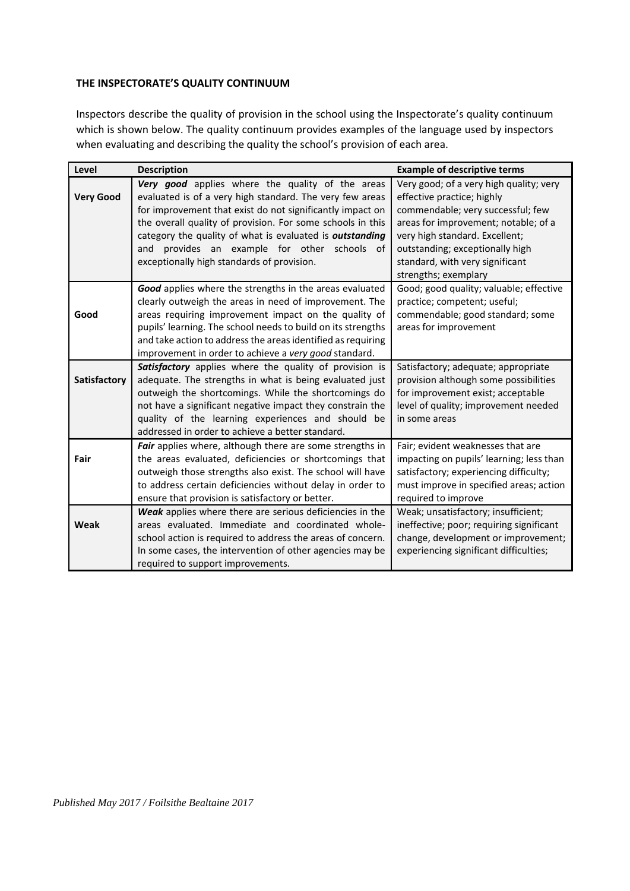**THE INSPECTORATE'S QUALITY CONTINUUM**

Inspectors describe the quality of provision in the school using the Inspectorate's quality continuum which is shown below. The quality continuum provides examples of the language used by inspectors when evaluating and describing the quality the school's provision of each area.

| Level | Description | Example of descriptive terms |
|---|---|---|
| **Very Good** | ***Very good*** applies where the quality of the areas evaluated is of a very high standard. The very few areas for improvement that exist do not significantly impact on the overall quality of provision. For some schools in this category the quality of what is evaluated is ***outstanding*** and provides an example for other schools of exceptionally high standards of provision. | Very good; of a very high quality; very effective practice; highly commendable; very successful; few areas for improvement; notable; of a very high standard. Excellent; outstanding; exceptionally high standard, with very significant strengths; exemplary |
| **Good** | ***Good*** applies where the strengths in the areas evaluated clearly outweigh the areas in need of improvement. The areas requiring improvement impact on the quality of pupils' learning. The school needs to build on its strengths and take action to address the areas identified as requiring improvement in order to achieve a *very good* standard. | Good; good quality; valuable; effective practice; competent; useful; commendable; good standard; some areas for improvement |
| **Satisfactory** | ***Satisfactory*** applies where the quality of provision is adequate. The strengths in what is being evaluated just outweigh the shortcomings. While the shortcomings do not have a significant negative impact they constrain the quality of the learning experiences and should be addressed in order to achieve a better standard. | Satisfactory; adequate; appropriate provision although some possibilities for improvement exist; acceptable level of quality; improvement needed in some areas |
| **Fair** | ***Fair*** applies where, although there are some strengths in the areas evaluated, deficiencies or shortcomings that outweigh those strengths also exist. The school will have to address certain deficiencies without delay in order to ensure that provision is satisfactory or better. | Fair; evident weaknesses that are impacting on pupils' learning; less than satisfactory; experiencing difficulty; must improve in specified areas; action required to improve |
| **Weak** | ***Weak*** applies where there are serious deficiencies in the areas evaluated. Immediate and coordinated whole-school action is required to address the areas of concern. In some cases, the intervention of other agencies may be required to support improvements. | Weak; unsatisfactory; insufficient; ineffective; poor; requiring significant change, development or improvement; experiencing significant difficulties; |

*Published May 2017 / Foilsithe Bealtaine 2017*